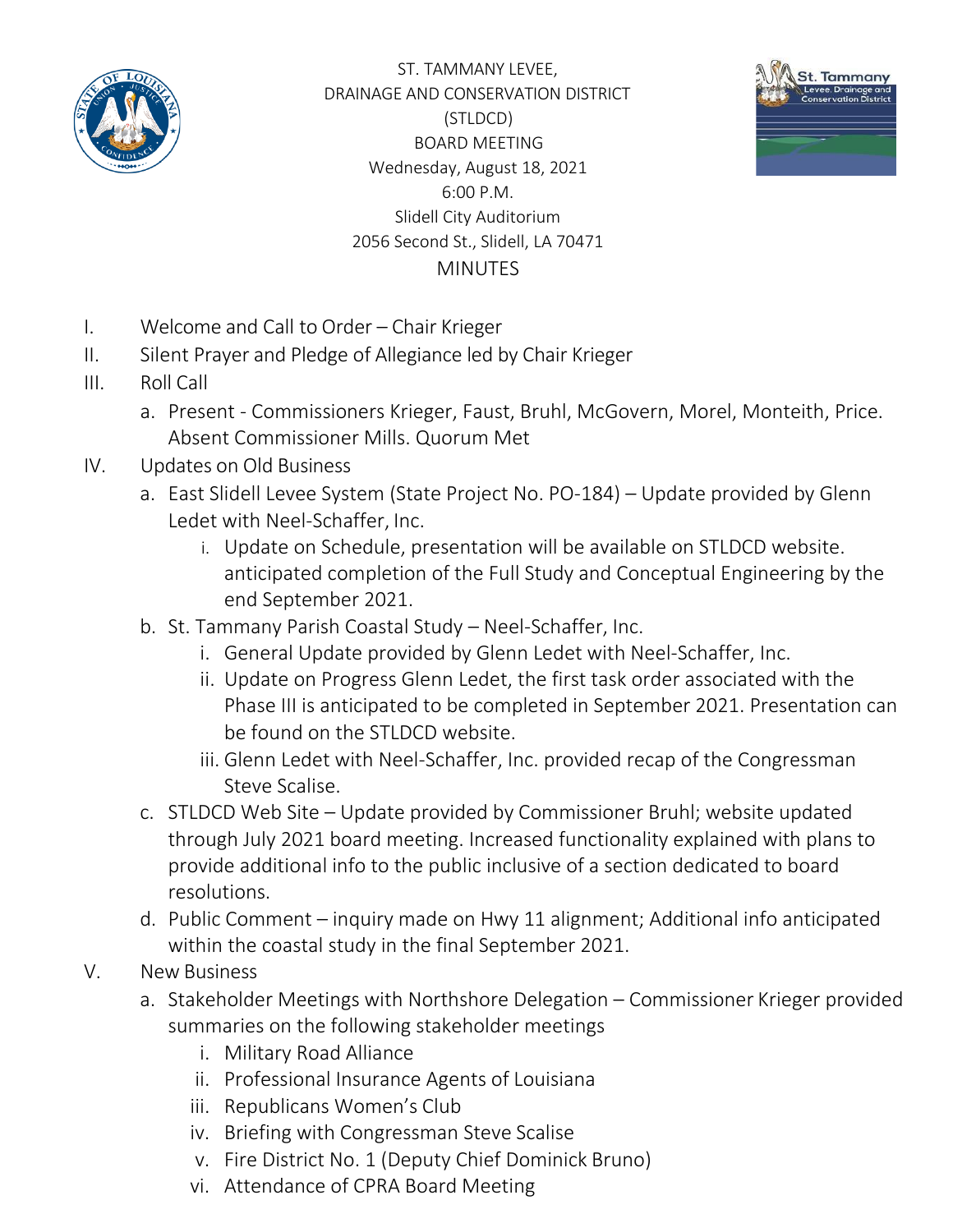ST. TAMMANY LEVEE,
DRAINAGE AND CONSERVATION DISTRICT
(STLDCD)
BOARD MEETING
Wednesday, August 18, 2021
6:00 P.M.
Slidell City Auditorium
2056 Second St., Slidell, LA 70471

# MINUTES

I. Welcome and Call to Order – Chair Krieger

II. Silent Prayer and Pledge of Allegiance led by Chair Krieger

III. Roll Call
   a. Present - Commissioners Krieger, Faust, Bruhl, McGovern, Morel, Monteith, Price. Absent Commissioner Mills. Quorum Met

IV. Updates on Old Business
   a. East Slidell Levee System (State Project No. PO-184) – Update provided by Glenn Ledet with Neel-Schaffer, Inc.
      i. Update on Schedule, presentation will be available on STLDCD website. anticipated completion of the Full Study and Conceptual Engineering by the end September 2021.
   b. St. Tammany Parish Coastal Study – Neel-Schaffer, Inc.
      i. General Update provided by Glenn Ledet with Neel-Schaffer, Inc.
      ii. Update on Progress Glenn Ledet, the first task order associated with the Phase III is anticipated to be completed in September 2021. Presentation can be found on the STLDCD website.
      iii. Glenn Ledet with Neel-Schaffer, Inc. provided recap of the Congressman Steve Scalise.
   c. STLDCD Web Site – Update provided by Commissioner Bruhl; website updated through July 2021 board meeting. Increased functionality explained with plans to provide additional info to the public inclusive of a section dedicated to board resolutions.
   d. Public Comment – inquiry made on Hwy 11 alignment; Additional info anticipated within the coastal study in the final September 2021.

V. New Business
   a. Stakeholder Meetings with Northshore Delegation – Commissioner Krieger provided summaries on the following stakeholder meetings
      i. Military Road Alliance
      ii. Professional Insurance Agents of Louisiana
      iii. Republicans Women's Club
      iv. Briefing with Congressman Steve Scalise
      v. Fire District No. 1 (Deputy Chief Dominick Bruno)
      vi. Attendance of CPRA Board Meeting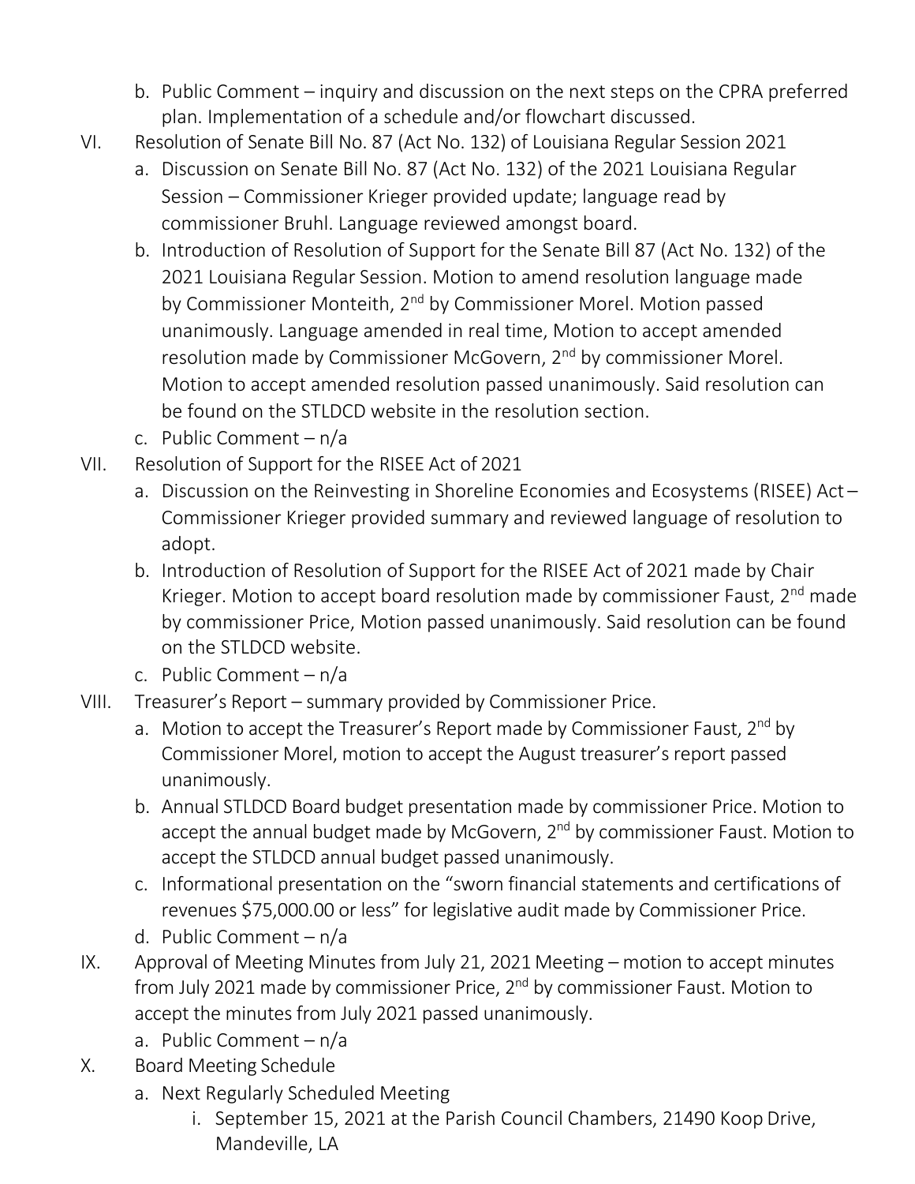b. Public Comment – inquiry and discussion on the next steps on the CPRA preferred plan. Implementation of a schedule and/or flowchart discussed.

VI. Resolution of Senate Bill No. 87 (Act No. 132) of Louisiana Regular Session 2021
   a. Discussion on Senate Bill No. 87 (Act No. 132) of the 2021 Louisiana Regular Session – Commissioner Krieger provided update; language read by commissioner Bruhl. Language reviewed amongst board.
   b. Introduction of Resolution of Support for the Senate Bill 87 (Act No. 132) of the 2021 Louisiana Regular Session. Motion to amend resolution language made by Commissioner Monteith, 2nd by Commissioner Morel. Motion passed unanimously. Language amended in real time, Motion to accept amended resolution made by Commissioner McGovern, 2nd by commissioner Morel. Motion to accept amended resolution passed unanimously. Said resolution can be found on the STLDCD website in the resolution section.
   c. Public Comment – n/a

VII. Resolution of Support for the RISEE Act of 2021
   a. Discussion on the Reinvesting in Shoreline Economies and Ecosystems (RISEE) Act – Commissioner Krieger provided summary and reviewed language of resolution to adopt.
   b. Introduction of Resolution of Support for the RISEE Act of 2021 made by Chair Krieger. Motion to accept board resolution made by commissioner Faust, 2nd made by commissioner Price, Motion passed unanimously. Said resolution can be found on the STLDCD website.
   c. Public Comment – n/a

VIII. Treasurer's Report – summary provided by Commissioner Price.
   a. Motion to accept the Treasurer's Report made by Commissioner Faust, 2nd by Commissioner Morel, motion to accept the August treasurer's report passed unanimously.
   b. Annual STLDCD Board budget presentation made by commissioner Price. Motion to accept the annual budget made by McGovern, 2nd by commissioner Faust. Motion to accept the STLDCD annual budget passed unanimously.
   c. Informational presentation on the "sworn financial statements and certifications of revenues $75,000.00 or less" for legislative audit made by Commissioner Price.
   d. Public Comment – n/a

IX. Approval of Meeting Minutes from July 21, 2021 Meeting – motion to accept minutes from July 2021 made by commissioner Price, 2nd by commissioner Faust. Motion to accept the minutes from July 2021 passed unanimously.
   a. Public Comment – n/a

X. Board Meeting Schedule
   a. Next Regularly Scheduled Meeting
      i. September 15, 2021 at the Parish Council Chambers, 21490 Koop Drive, Mandeville, LA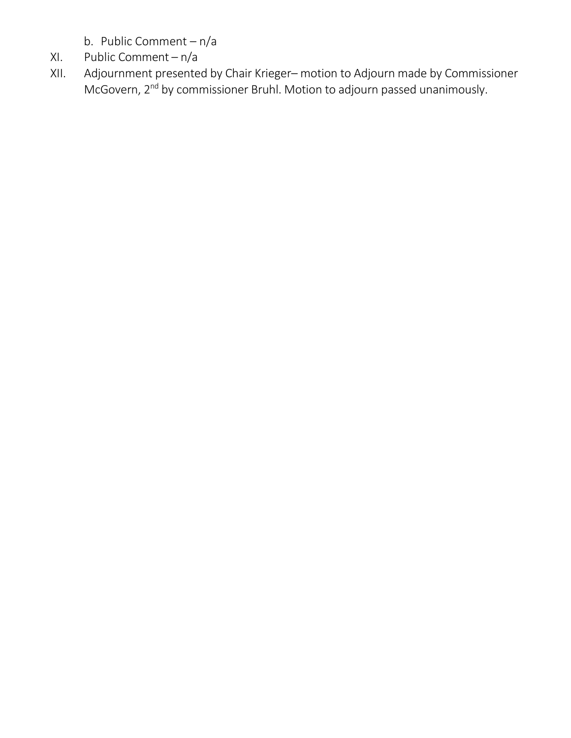b. Public Comment – n/a

XI. Public Comment – n/a

XII. Adjournment presented by Chair Krieger– motion to Adjourn made by Commissioner McGovern, 2nd by commissioner Bruhl. Motion to adjourn passed unanimously.